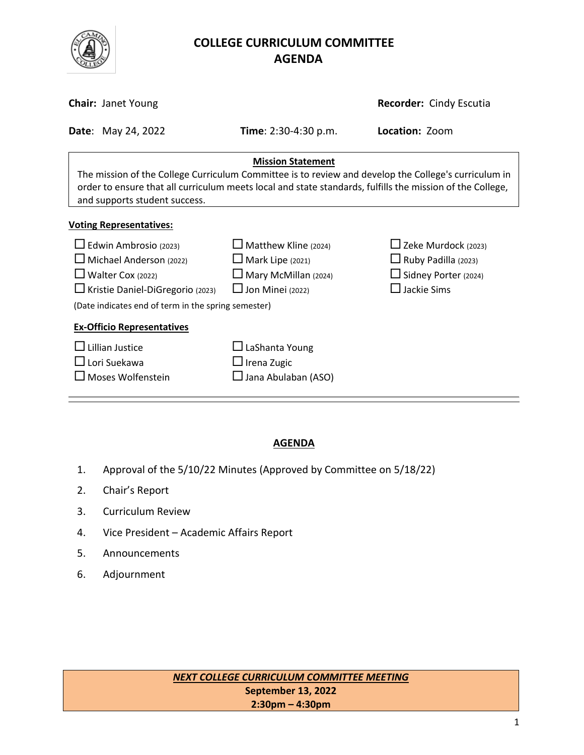# COLLEGE CURRICULUM COMMITTEE
# AGENDA

**Chair:** Janet Young **Recorder:** Cindy Escutia

**Date**: May 24, 2022 **Time**: 2:30-4:30 p.m. **Location:** Zoom

**Mission Statement**

The mission of the College Curriculum Committee is to review and develop the College's curriculum in order to ensure that all curriculum meets local and state standards, fulfills the mission of the College, and supports student success.

**Voting Representatives:**

- ☐ Edwin Ambrosio (2023)
- ☐ Michael Anderson (2022)
- ☐ Walter Cox (2022)
- ☐ Kristie Daniel-DiGregorio (2023)
- ☐ Matthew Kline (2024)
- ☐ Mark Lipe (2021)
- ☐ Mary McMillan (2024)
- ☐ Jon Minei (2022)
- ☐ Zeke Murdock (2023)
- ☐ Ruby Padilla (2023)
- ☐ Sidney Porter (2024)
- ☐ Jackie Sims

(Date indicates end of term in the spring semester)

**Ex-Officio Representatives**

- ☐ Lillian Justice
- ☐ Lori Suekawa
- ☐ Moses Wolfenstein
- ☐ LaShanta Young
- ☐ Irena Zugic
- ☐ Jana Abulaban (ASO)

---

## AGENDA

1. Approval of the 5/10/22 Minutes (Approved by Committee on 5/18/22)
2. Chair's Report
3. Curriculum Review
4. Vice President – Academic Affairs Report
5. Announcements
6. Adjournment

***NEXT COLLEGE CURRICULUM COMMITTEE MEETING***
**September 13, 2022**
**2:30pm – 4:30pm**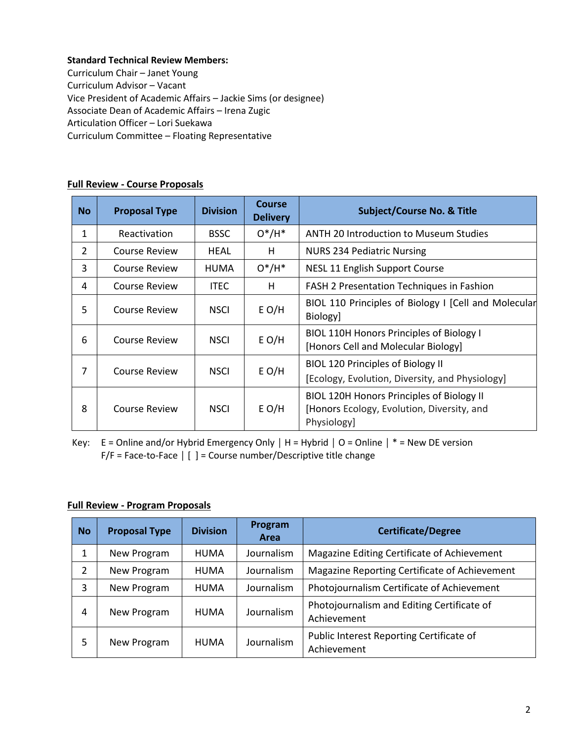**Standard Technical Review Members:**
Curriculum Chair – Janet Young
Curriculum Advisor – Vacant
Vice President of Academic Affairs – Jackie Sims (or designee)
Associate Dean of Academic Affairs – Irena Zugic
Articulation Officer – Lori Suekawa
Curriculum Committee – Floating Representative

**Full Review - Course Proposals**

| No | Proposal Type | Division | Course Delivery | Subject/Course No. & Title |
|---|---|---|---|---|
| 1 | Reactivation | BSSC | O*/H* | ANTH 20 Introduction to Museum Studies |
| 2 | Course Review | HEAL | H | NURS 234 Pediatric Nursing |
| 3 | Course Review | HUMA | O*/H* | NESL 11 English Support Course |
| 4 | Course Review | ITEC | H | FASH 2 Presentation Techniques in Fashion |
| 5 | Course Review | NSCI | E O/H | BIOL 110 Principles of Biology I [Cell and Molecular Biology] |
| 6 | Course Review | NSCI | E O/H | BIOL 110H Honors Principles of Biology I [Honors Cell and Molecular Biology] |
| 7 | Course Review | NSCI | E O/H | BIOL 120 Principles of Biology II [Ecology, Evolution, Diversity, and Physiology] |
| 8 | Course Review | NSCI | E O/H | BIOL 120H Honors Principles of Biology II [Honors Ecology, Evolution, Diversity, and Physiology] |

Key: E = Online and/or Hybrid Emergency Only | H = Hybrid | O = Online | * = New DE version
F/F = Face-to-Face | [ ] = Course number/Descriptive title change

**Full Review - Program Proposals**

| No | Proposal Type | Division | Program Area | Certificate/Degree |
|---|---|---|---|---|
| 1 | New Program | HUMA | Journalism | Magazine Editing Certificate of Achievement |
| 2 | New Program | HUMA | Journalism | Magazine Reporting Certificate of Achievement |
| 3 | New Program | HUMA | Journalism | Photojournalism Certificate of Achievement |
| 4 | New Program | HUMA | Journalism | Photojournalism and Editing Certificate of Achievement |
| 5 | New Program | HUMA | Journalism | Public Interest Reporting Certificate of Achievement |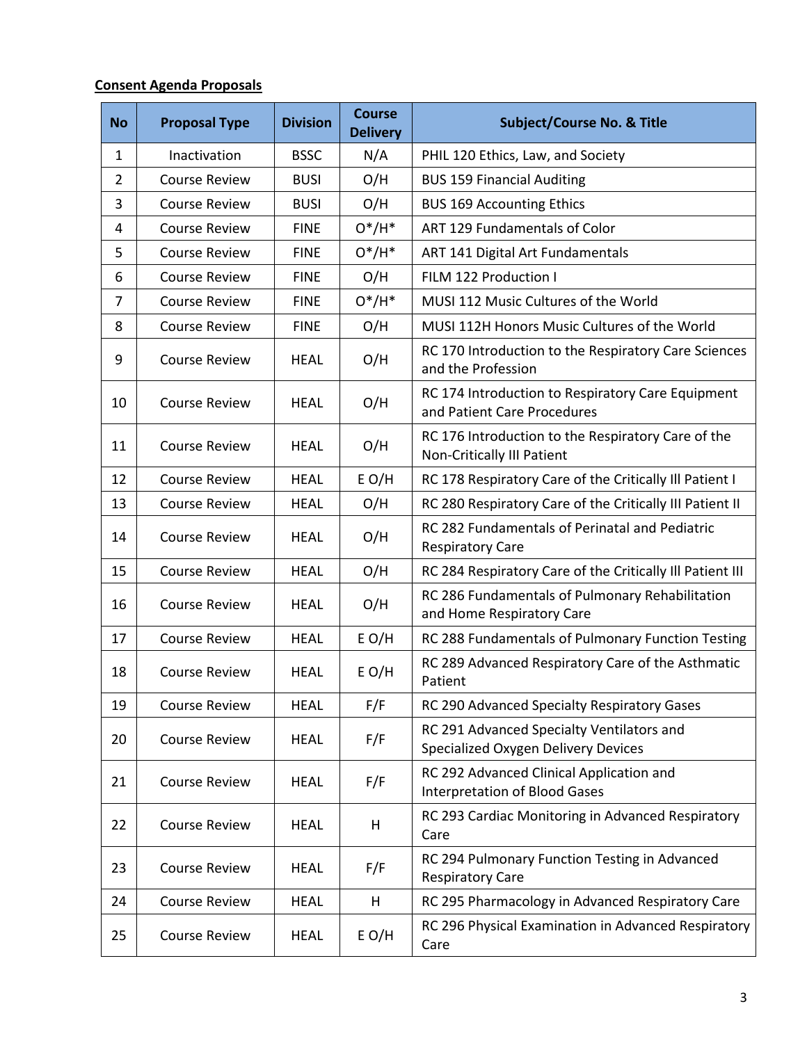**Consent Agenda Proposals**

| No | Proposal Type | Division | Course Delivery | Subject/Course No. & Title |
|---|---|---|---|---|
| 1 | Inactivation | BSSC | N/A | PHIL 120 Ethics, Law, and Society |
| 2 | Course Review | BUSI | O/H | BUS 159 Financial Auditing |
| 3 | Course Review | BUSI | O/H | BUS 169 Accounting Ethics |
| 4 | Course Review | FINE | O*/H* | ART 129 Fundamentals of Color |
| 5 | Course Review | FINE | O*/H* | ART 141 Digital Art Fundamentals |
| 6 | Course Review | FINE | O/H | FILM 122 Production I |
| 7 | Course Review | FINE | O*/H* | MUSI 112 Music Cultures of the World |
| 8 | Course Review | FINE | O/H | MUSI 112H Honors Music Cultures of the World |
| 9 | Course Review | HEAL | O/H | RC 170 Introduction to the Respiratory Care Sciences and the Profession |
| 10 | Course Review | HEAL | O/H | RC 174 Introduction to Respiratory Care Equipment and Patient Care Procedures |
| 11 | Course Review | HEAL | O/H | RC 176 Introduction to the Respiratory Care of the Non-Critically Ill Patient |
| 12 | Course Review | HEAL | E O/H | RC 178 Respiratory Care of the Critically Ill Patient I |
| 13 | Course Review | HEAL | O/H | RC 280 Respiratory Care of the Critically Ill Patient II |
| 14 | Course Review | HEAL | O/H | RC 282 Fundamentals of Perinatal and Pediatric Respiratory Care |
| 15 | Course Review | HEAL | O/H | RC 284 Respiratory Care of the Critically Ill Patient III |
| 16 | Course Review | HEAL | O/H | RC 286 Fundamentals of Pulmonary Rehabilitation and Home Respiratory Care |
| 17 | Course Review | HEAL | E O/H | RC 288 Fundamentals of Pulmonary Function Testing |
| 18 | Course Review | HEAL | E O/H | RC 289 Advanced Respiratory Care of the Asthmatic Patient |
| 19 | Course Review | HEAL | F/F | RC 290 Advanced Specialty Respiratory Gases |
| 20 | Course Review | HEAL | F/F | RC 291 Advanced Specialty Ventilators and Specialized Oxygen Delivery Devices |
| 21 | Course Review | HEAL | F/F | RC 292 Advanced Clinical Application and Interpretation of Blood Gases |
| 22 | Course Review | HEAL | H | RC 293 Cardiac Monitoring in Advanced Respiratory Care |
| 23 | Course Review | HEAL | F/F | RC 294 Pulmonary Function Testing in Advanced Respiratory Care |
| 24 | Course Review | HEAL | H | RC 295 Pharmacology in Advanced Respiratory Care |
| 25 | Course Review | HEAL | E O/H | RC 296 Physical Examination in Advanced Respiratory Care |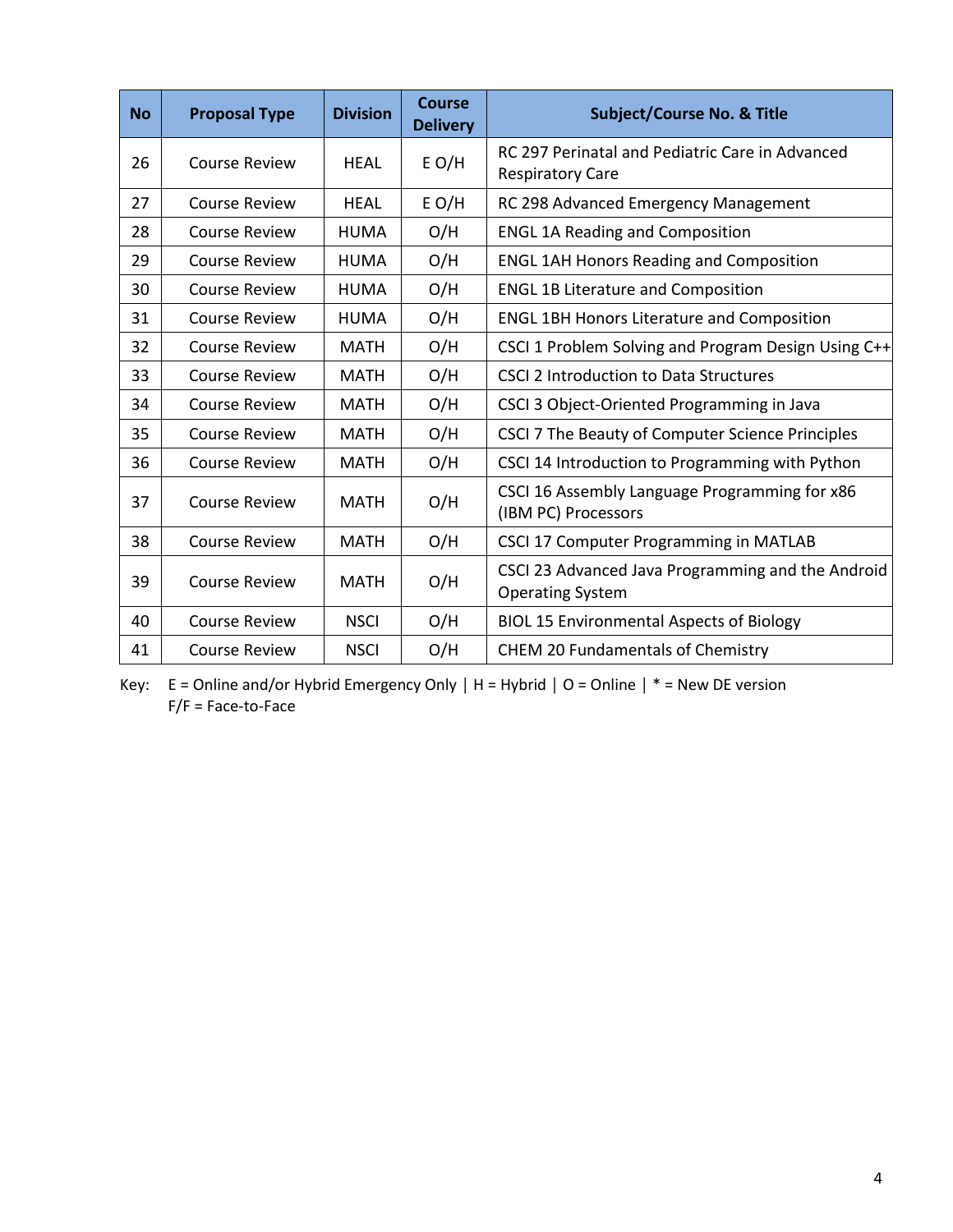| No | Proposal Type | Division | Course Delivery | Subject/Course No. & Title |
|---|---|---|---|---|
| 26 | Course Review | HEAL | E O/H | RC 297 Perinatal and Pediatric Care in Advanced Respiratory Care |
| 27 | Course Review | HEAL | E O/H | RC 298 Advanced Emergency Management |
| 28 | Course Review | HUMA | O/H | ENGL 1A Reading and Composition |
| 29 | Course Review | HUMA | O/H | ENGL 1AH Honors Reading and Composition |
| 30 | Course Review | HUMA | O/H | ENGL 1B Literature and Composition |
| 31 | Course Review | HUMA | O/H | ENGL 1BH Honors Literature and Composition |
| 32 | Course Review | MATH | O/H | CSCI 1 Problem Solving and Program Design Using C++ |
| 33 | Course Review | MATH | O/H | CSCI 2 Introduction to Data Structures |
| 34 | Course Review | MATH | O/H | CSCI 3 Object-Oriented Programming in Java |
| 35 | Course Review | MATH | O/H | CSCI 7 The Beauty of Computer Science Principles |
| 36 | Course Review | MATH | O/H | CSCI 14 Introduction to Programming with Python |
| 37 | Course Review | MATH | O/H | CSCI 16 Assembly Language Programming for x86 (IBM PC) Processors |
| 38 | Course Review | MATH | O/H | CSCI 17 Computer Programming in MATLAB |
| 39 | Course Review | MATH | O/H | CSCI 23 Advanced Java Programming and the Android Operating System |
| 40 | Course Review | NSCI | O/H | BIOL 15 Environmental Aspects of Biology |
| 41 | Course Review | NSCI | O/H | CHEM 20 Fundamentals of Chemistry |

Key: E = Online and/or Hybrid Emergency Only | H = Hybrid | O = Online | * = New DE version
F/F = Face-to-Face